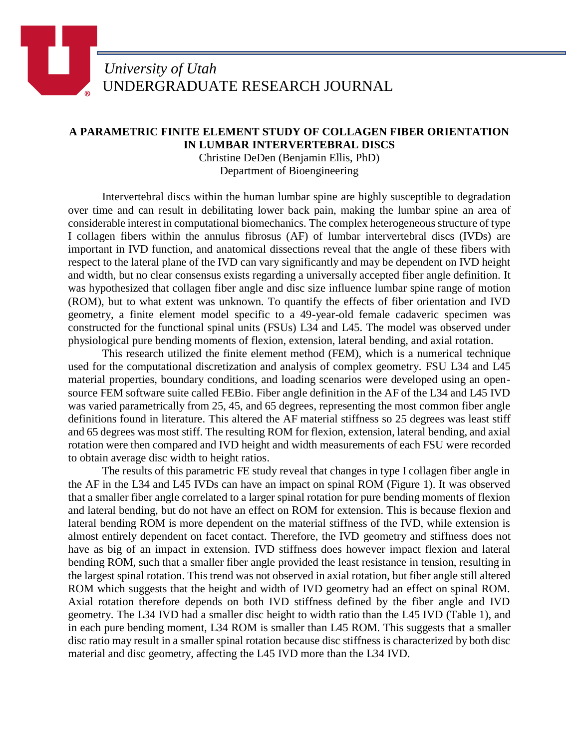*University of Utah*
UNDERGRADUATE RESEARCH JOURNAL

# A PARAMETRIC FINITE ELEMENT STUDY OF COLLAGEN FIBER ORIENTATION IN LUMBAR INTERVERTEBRAL DISCS

Christine DeDen (Benjamin Ellis, PhD)
Department of Bioengineering

Intervertebral discs within the human lumbar spine are highly susceptible to degradation over time and can result in debilitating lower back pain, making the lumbar spine an area of considerable interest in computational biomechanics. The complex heterogeneous structure of type I collagen fibers within the annulus fibrosus (AF) of lumbar intervertebral discs (IVDs) are important in IVD function, and anatomical dissections reveal that the angle of these fibers with respect to the lateral plane of the IVD can vary significantly and may be dependent on IVD height and width, but no clear consensus exists regarding a universally accepted fiber angle definition. It was hypothesized that collagen fiber angle and disc size influence lumbar spine range of motion (ROM), but to what extent was unknown. To quantify the effects of fiber orientation and IVD geometry, a finite element model specific to a 49-year-old female cadaveric specimen was constructed for the functional spinal units (FSUs) L34 and L45. The model was observed under physiological pure bending moments of flexion, extension, lateral bending, and axial rotation.

This research utilized the finite element method (FEM), which is a numerical technique used for the computational discretization and analysis of complex geometry. FSU L34 and L45 material properties, boundary conditions, and loading scenarios were developed using an open-source FEM software suite called FEBio. Fiber angle definition in the AF of the L34 and L45 IVD was varied parametrically from 25, 45, and 65 degrees, representing the most common fiber angle definitions found in literature. This altered the AF material stiffness so 25 degrees was least stiff and 65 degrees was most stiff. The resulting ROM for flexion, extension, lateral bending, and axial rotation were then compared and IVD height and width measurements of each FSU were recorded to obtain average disc width to height ratios.

The results of this parametric FE study reveal that changes in type I collagen fiber angle in the AF in the L34 and L45 IVDs can have an impact on spinal ROM (Figure 1). It was observed that a smaller fiber angle correlated to a larger spinal rotation for pure bending moments of flexion and lateral bending, but do not have an effect on ROM for extension. This is because flexion and lateral bending ROM is more dependent on the material stiffness of the IVD, while extension is almost entirely dependent on facet contact. Therefore, the IVD geometry and stiffness does not have as big of an impact in extension. IVD stiffness does however impact flexion and lateral bending ROM, such that a smaller fiber angle provided the least resistance in tension, resulting in the largest spinal rotation. This trend was not observed in axial rotation, but fiber angle still altered ROM which suggests that the height and width of IVD geometry had an effect on spinal ROM. Axial rotation therefore depends on both IVD stiffness defined by the fiber angle and IVD geometry. The L34 IVD had a smaller disc height to width ratio than the L45 IVD (Table 1), and in each pure bending moment, L34 ROM is smaller than L45 ROM. This suggests that a smaller disc ratio may result in a smaller spinal rotation because disc stiffness is characterized by both disc material and disc geometry, affecting the L45 IVD more than the L34 IVD.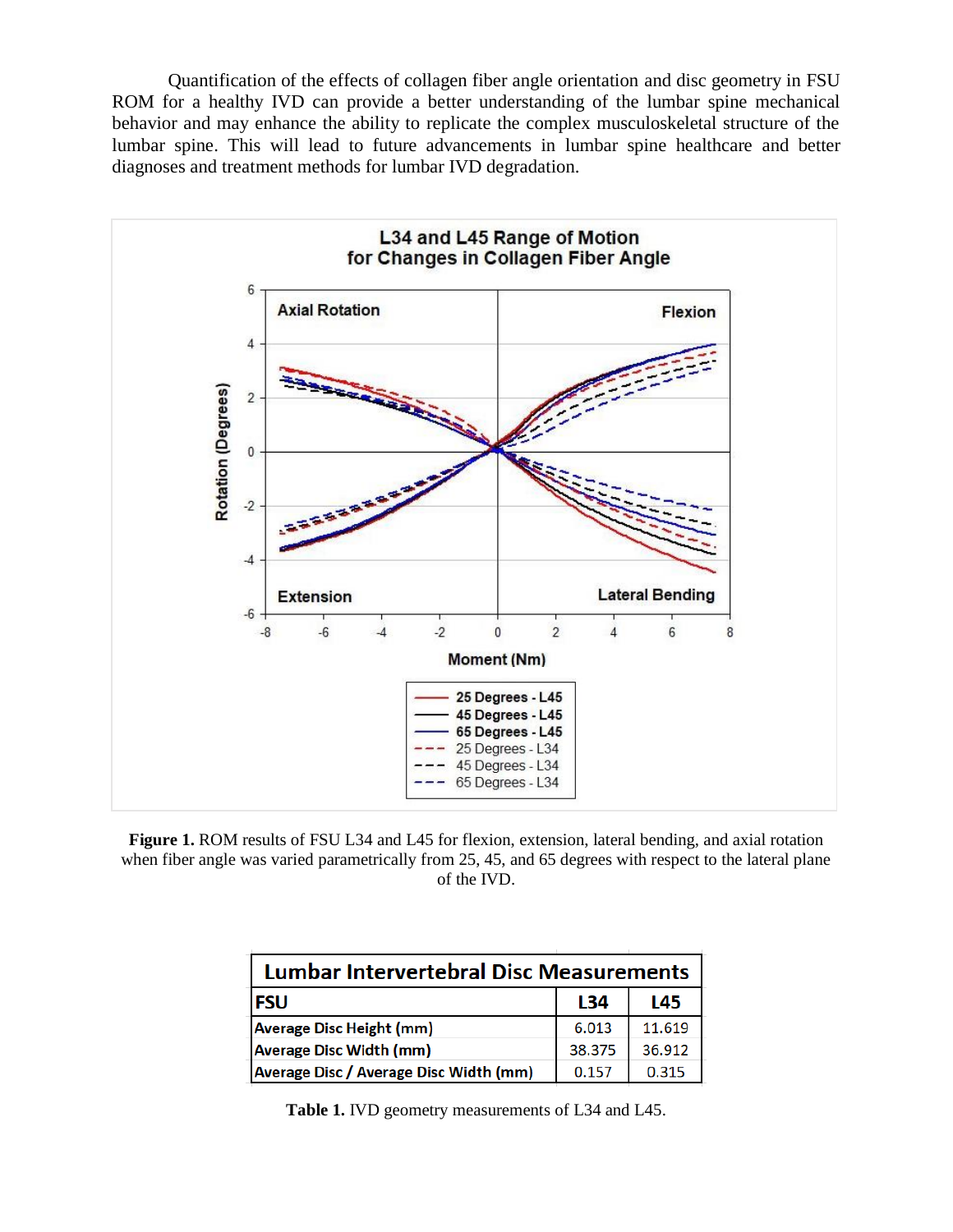Quantification of the effects of collagen fiber angle orientation and disc geometry in FSU ROM for a healthy IVD can provide a better understanding of the lumbar spine mechanical behavior and may enhance the ability to replicate the complex musculoskeletal structure of the lumbar spine. This will lead to future advancements in lumbar spine healthcare and better diagnoses and treatment methods for lumbar IVD degradation.

L34 and L45 Range of Motion
for Changes in Collagen Fiber Angle

Axial Rotation

Flexion

Extension

Lateral Bending

Rotation (Degrees)

6
4
2
0
-2
-4
-6

-8 -6 -4 -2 0 2 4 6 8

Moment (Nm)

25 Degrees - L45
45 Degrees - L45
65 Degrees - L45
25 Degrees - L34
45 Degrees - L34
65 Degrees - L34

**Figure 1.** ROM results of FSU L34 and L45 for flexion, extension, lateral bending, and axial rotation when fiber angle was varied parametrically from 25, 45, and 65 degrees with respect to the lateral plane of the IVD.

| Lumbar Intervertebral Disc Measurements | | |
|---|---|---|
| **FSU** | **L34** | **L45** |
| **Average Disc Height (mm)** | 6.013 | 11.619 |
| **Average Disc Width (mm)** | 38.375 | 36.912 |
| **Average Disc / Average Disc Width (mm)** | 0.157 | 0.315 |

**Table 1.** IVD geometry measurements of L34 and L45.